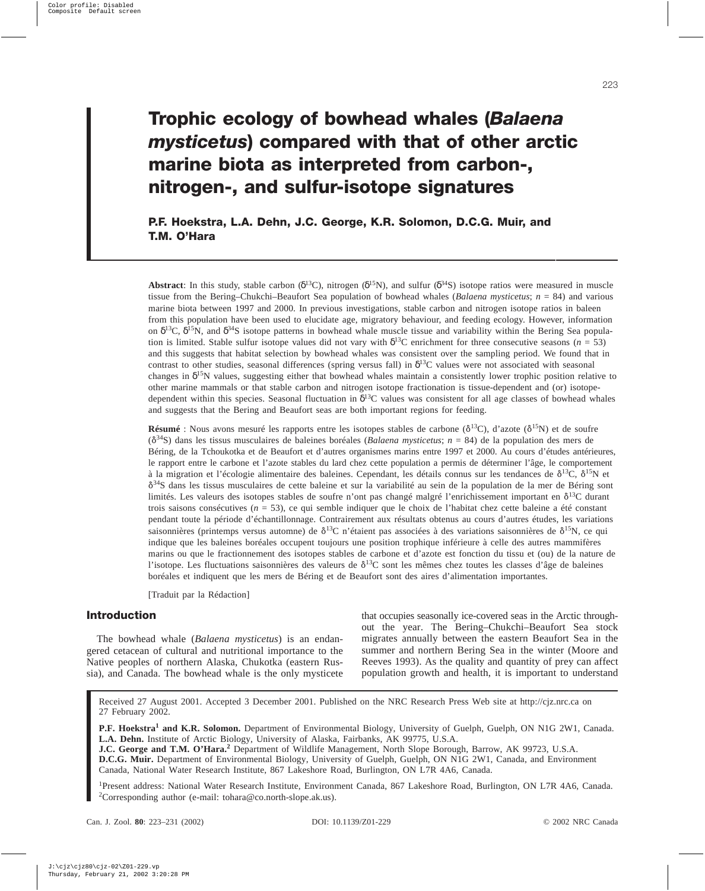# Trophic ecology of bowhead whales (*Balaena mysticetus*) compared with that of other arctic marine biota as interpreted from carbon-, nitrogen-, and sulfur-isotope signatures

**P.F. Hoekstra, L.A. Dehn, J.C. George, K.R. Solomon, D.C.G. Muir, and T.M. O'Hara**

**Abstract**: In this study, stable carbon ($\delta^{13}C$), nitrogen ($\delta^{15}N$), and sulfur ($\delta^{34}S$) isotope ratios were measured in muscle tissue from the Bering–Chukchi–Beaufort Sea population of bowhead whales (*Balaena mysticetus*; $n = 84$) and various marine biota between 1997 and 2000. In previous investigations, stable carbon and nitrogen isotope ratios in baleen from this population have been used to elucidate age, migratory behaviour, and feeding ecology. However, information on $\delta^{13}C$, $\delta^{15}N$, and $\delta^{34}S$ isotope patterns in bowhead whale muscle tissue and variability within the Bering Sea population is limited. Stable sulfur isotope values did not vary with $\delta^{13}C$ enrichment for three consecutive seasons ($n = 53$) and this suggests that habitat selection by bowhead whales was consistent over the sampling period. We found that in contrast to other studies, seasonal differences (spring versus fall) in $\delta^{13}C$ values were not associated with seasonal changes in $\delta^{15}N$ values, suggesting either that bowhead whales maintain a consistently lower trophic position relative to other marine mammals or that stable carbon and nitrogen isotope fractionation is tissue-dependent and (or) isotope-dependent within this species. Seasonal fluctuation in $\delta^{13}C$ values was consistent for all age classes of bowhead whales and suggests that the Bering and Beaufort seas are both important regions for feeding.

**Résumé** : Nous avons mesuré les rapports entre les isotopes stables de carbone ($\delta^{13}C$), d'azote ($\delta^{15}N$) et de soufre ($\delta^{34}S$) dans les tissus musculaires de baleines boréales (*Balaena mysticetus*; $n = 84$) de la population des mers de Béring, de la Tchoukotka et de Beaufort et d'autres organismes marins entre 1997 et 2000. Au cours d'études antérieures, le rapport entre le carbone et l'azote stables du lard chez cette population a permis de déterminer l'âge, le comportement à la migration et l'écologie alimentaire des baleines. Cependant, les détails connus sur les tendances de $\delta^{13}C$, $\delta^{15}N$ et $\delta^{34}S$ dans les tissus musculaires de cette baleine et sur la variabilité au sein de la population de la mer de Béring sont limités. Les valeurs des isotopes stables de soufre n'ont pas changé malgré l'enrichissement important en $\delta^{13}C$ durant trois saisons consécutives ($n = 53$), ce qui semble indiquer que le choix de l'habitat chez cette baleine a été constant pendant toute la période d'échantillonnage. Contrairement aux résultats obtenus au cours d'autres études, les variations saisonnières (printemps versus automne) de $\delta^{13}C$ n'étaient pas associées à des variations saisonnières de $\delta^{15}N$, ce qui indique que les baleines boréales occupent toujours une position trophique inférieure à celle des autres mammifères marins ou que le fractionnement des isotopes stables de carbone et d'azote est fonction du tissu et (ou) de la nature de l'isotope. Les fluctuations saisonnières des valeurs de $\delta^{13}C$ sont les mêmes chez toutes les classes d'âge de baleines boréales et indiquent que les mers de Béring et de Beaufort sont des aires d'alimentation importantes.

[Traduit par la Rédaction]

## Introduction

The bowhead whale (*Balaena mysticetus*) is an endangered cetacean of cultural and nutritional importance to the Native peoples of northern Alaska, Chukotka (eastern Russia), and Canada. The bowhead whale is the only mysticete that occupies seasonally ice-covered seas in the Arctic throughout the year. The Bering–Chukchi–Beaufort Sea stock migrates annually between the eastern Beaufort Sea in the summer and northern Bering Sea in the winter (Moore and Reeves 1993). As the quality and quantity of prey can affect population growth and health, it is important to understand

Received 27 August 2001. Accepted 3 December 2001. Published on the NRC Research Press Web site at http://cjz.nrc.ca on 27 February 2002.

**P.F. Hoekstra[1] and K.R. Solomon.** Department of Environmental Biology, University of Guelph, Guelph, ON N1G 2W1, Canada.
**L.A. Dehn.** Institute of Arctic Biology, University of Alaska, Fairbanks, AK 99775, U.S.A.
**J.C. George and T.M. O'Hara.[2]** Department of Wildlife Management, North Slope Borough, Barrow, AK 99723, U.S.A.
**D.C.G. Muir.** Department of Environmental Biology, University of Guelph, Guelph, ON N1G 2W1, Canada, and Environment Canada, National Water Research Institute, 867 Lakeshore Road, Burlington, ON L7R 4A6, Canada.

[1]Present address: National Water Research Institute, Environment Canada, 867 Lakeshore Road, Burlington, ON L7R 4A6, Canada.
[2]Corresponding author (e-mail: tohara@co.north-slope.ak.us).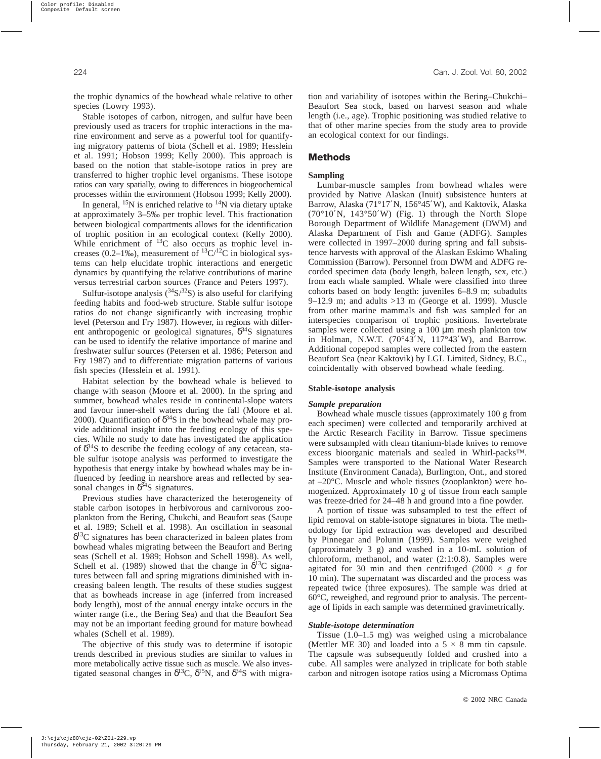the trophic dynamics of the bowhead whale relative to other species (Lowry 1993).

Stable isotopes of carbon, nitrogen, and sulfur have been previously used as tracers for trophic interactions in the marine environment and serve as a powerful tool for quantifying migratory patterns of biota (Schell et al. 1989; Hesslein et al. 1991; Hobson 1999; Kelly 2000). This approach is based on the notion that stable-isotope ratios in prey are transferred to higher trophic level organisms. These isotope ratios can vary spatially, owing to differences in biogeochemical processes within the environment (Hobson 1999; Kelly 2000).

In general, $^{15}N$ is enriched relative to $^{14}N$ via dietary uptake at approximately 3–5‰ per trophic level. This fractionation between biological compartments allows for the identification of trophic position in an ecological context (Kelly 2000). While enrichment of $^{13}C$ also occurs as trophic level increases (0.2–1‰), measurement of $^{13}C/^{12}C$ in biological systems can help elucidate trophic interactions and energetic dynamics by quantifying the relative contributions of marine versus terrestrial carbon sources (France and Peters 1997).

Sulfur-isotope analysis ($^{34}S/^{32}S$) is also useful for clarifying feeding habits and food-web structure. Stable sulfur isotope ratios do not change significantly with increasing trophic level (Peterson and Fry 1987). However, in regions with different anthropogenic or geological signatures, $\delta^{34}S$ signatures can be used to identify the relative importance of marine and freshwater sulfur sources (Petersen et al. 1986; Peterson and Fry 1987) and to differentiate migration patterns of various fish species (Hesslein et al. 1991).

Habitat selection by the bowhead whale is believed to change with season (Moore et al. 2000). In the spring and summer, bowhead whales reside in continental-slope waters and favour inner-shelf waters during the fall (Moore et al. 2000). Quantification of $\delta^{34}S$ in the bowhead whale may provide additional insight into the feeding ecology of this species. While no study to date has investigated the application of $\delta^{34}S$ to describe the feeding ecology of any cetacean, stable sulfur isotope analysis was performed to investigate the hypothesis that energy intake by bowhead whales may be influenced by feeding in nearshore areas and reflected by seasonal changes in $\delta^{34}S$ signatures.

Previous studies have characterized the heterogeneity of stable carbon isotopes in herbivorous and carnivorous zooplankton from the Bering, Chukchi, and Beaufort seas (Saupe et al. 1989; Schell et al. 1998). An oscillation in seasonal $\delta^{13}C$ signatures has been characterized in baleen plates from bowhead whales migrating between the Beaufort and Bering seas (Schell et al. 1989; Hobson and Schell 1998). As well, Schell et al. (1989) showed that the change in $\delta^{13}C$ signatures between fall and spring migrations diminished with increasing baleen length. The results of these studies suggest that as bowheads increase in age (inferred from increased body length), most of the annual energy intake occurs in the winter range (i.e., the Bering Sea) and that the Beaufort Sea may not be an important feeding ground for mature bowhead whales (Schell et al. 1989).

The objective of this study was to determine if isotopic trends described in previous studies are similar to values in more metabolically active tissue such as muscle. We also investigated seasonal changes in $\delta^{13}C$, $\delta^{15}N$, and $\delta^{34}S$ with migration and variability of isotopes within the Bering–Chukchi–Beaufort Sea stock, based on harvest season and whale length (i.e., age). Trophic positioning was studied relative to that of other marine species from the study area to provide an ecological context for our findings.

## Methods

### Sampling

Lumbar-muscle samples from bowhead whales were provided by Native Alaskan (Inuit) subsistence hunters at Barrow, Alaska (71°17′N, 156°45′W), and Kaktovik, Alaska (70°10′N, 143°50′W) (Fig. 1) through the North Slope Borough Department of Wildlife Management (DWM) and Alaska Department of Fish and Game (ADFG). Samples were collected in 1997–2000 during spring and fall subsistence harvests with approval of the Alaskan Eskimo Whaling Commission (Barrow). Personnel from DWM and ADFG recorded specimen data (body length, baleen length, sex, etc.) from each whale sampled. Whale were classified into three cohorts based on body length: juveniles 6–8.9 m; subadults 9–12.9 m; and adults >13 m (George et al. 1999). Muscle from other marine mammals and fish was sampled for an interspecies comparison of trophic positions. Invertebrate samples were collected using a 100 μm mesh plankton tow in Holman, N.W.T. (70°43′N, 117°43′W), and Barrow. Additional copepod samples were collected from the eastern Beaufort Sea (near Kaktovik) by LGL Limited, Sidney, B.C., coincidentally with observed bowhead whale feeding.

### Stable-isotope analysis

#### *Sample preparation*

Bowhead whale muscle tissues (approximately 100 g from each specimen) were collected and temporarily archived at the Arctic Research Facility in Barrow. Tissue specimens were subsampled with clean titanium-blade knives to remove excess bioorganic materials and sealed in Whirl-packs™. Samples were transported to the National Water Research Institute (Environment Canada), Burlington, Ont., and stored at –20°C. Muscle and whole tissues (zooplankton) were homogenized. Approximately 10 g of tissue from each sample was freeze-dried for 24–48 h and ground into a fine powder.

A portion of tissue was subsampled to test the effect of lipid removal on stable-isotope signatures in biota. The methodology for lipid extraction was developed and described by Pinnegar and Polunin (1999). Samples were weighed (approximately 3 g) and washed in a 10-mL solution of chloroform, methanol, and water (2:1:0.8). Samples were agitated for 30 min and then centrifuged (2000 × *g* for 10 min). The supernatant was discarded and the process was repeated twice (three exposures). The sample was dried at 60°C, reweighed, and reground prior to analysis. The percentage of lipids in each sample was determined gravimetrically.

#### *Stable-isotope determination*

Tissue (1.0–1.5 mg) was weighed using a microbalance (Mettler ME 30) and loaded into a 5 × 8 mm tin capsule. The capsule was subsequently folded and crushed into a cube. All samples were analyzed in triplicate for both stable carbon and nitrogen isotope ratios using a Micromass Optima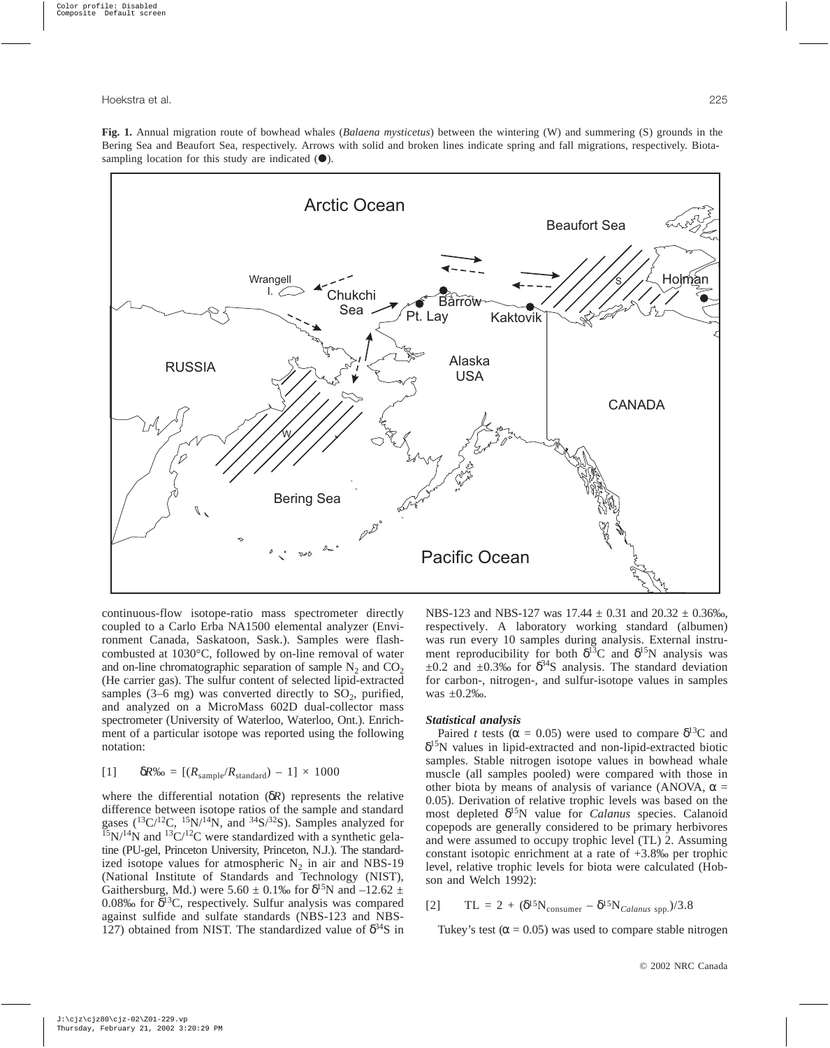**Fig. 1.** Annual migration route of bowhead whales (*Balaena mysticetus*) between the wintering (W) and summering (S) grounds in the Bering Sea and Beaufort Sea, respectively. Arrows with solid and broken lines indicate spring and fall migrations, respectively. Biota-sampling location for this study are indicated (●).

continuous-flow isotope-ratio mass spectrometer directly coupled to a Carlo Erba NA1500 elemental analyzer (Environment Canada, Saskatoon, Sask.). Samples were flash-combusted at 1030°C, followed by on-line removal of water and on-line chromatographic separation of sample $N_2$ and $CO_2$ (He carrier gas). The sulfur content of selected lipid-extracted samples (3–6 mg) was converted directly to $SO_2$, purified, and analyzed on a MicroMass 602D dual-collector mass spectrometer (University of Waterloo, Waterloo, Ont.). Enrichment of a particular isotope was reported using the following notation:

$$[1] \qquad \delta R‰ = [(R_{\text{sample}}/R_{\text{standard}}) - 1] \times 1000$$

where the differential notation ($\delta R$) represents the relative difference between isotope ratios of the sample and standard gases ($^{13}C/^{12}C$, $^{15}N/^{14}N$, and $^{34}S/^{32}S$). Samples analyzed for $^{15}N/^{14}N$ and $^{13}C/^{12}C$ were standardized with a synthetic gelatine (PU-gel, Princeton University, Princeton, N.J.). The standardized isotope values for atmospheric $N_2$ in air and NBS-19 (National Institute of Standards and Technology (NIST), Gaithersburg, Md.) were 5.60 ± 0.1‰ for $\delta^{15}N$ and –12.62 ± 0.08‰ for $\delta^{13}C$, respectively. Sulfur analysis was compared against sulfide and sulfate standards (NBS-123 and NBS-127) obtained from NIST. The standardized value of $\delta^{34}S$ in NBS-123 and NBS-127 was 17.44 ± 0.31 and 20.32 ± 0.36‰, respectively. A laboratory working standard (albumen) was run every 10 samples during analysis. External instrument reproducibility for both $\delta^{13}C$ and $\delta^{15}N$ analysis was ±0.2 and ±0.3‰ for $\delta^{34}S$ analysis. The standard deviation for carbon-, nitrogen-, and sulfur-isotope values in samples was ±0.2‰.

### *Statistical analysis*

Paired *t* tests ($\alpha = 0.05$) were used to compare $\delta^{13}C$ and $\delta^{15}N$ values in lipid-extracted and non-lipid-extracted biotic samples. Stable nitrogen isotope values in bowhead whale muscle (all samples pooled) were compared with those in other biota by means of analysis of variance (ANOVA, $\alpha = 0.05$). Derivation of relative trophic levels was based on the most depleted $\delta^{15}N$ value for *Calanus* species. Calanoid copepods are generally considered to be primary herbivores and were assumed to occupy trophic level (TL) 2. Assuming constant isotopic enrichment at a rate of +3.8‰ per trophic level, relative trophic levels for biota were calculated (Hobson and Welch 1992):

$$[2] \qquad \text{TL} = 2 + (\delta^{15}N_{\text{consumer}} - \delta^{15}N_{\textit{Calanus}\ \text{spp.}})/3.8$$

Tukey's test ($\alpha = 0.05$) was used to compare stable nitrogen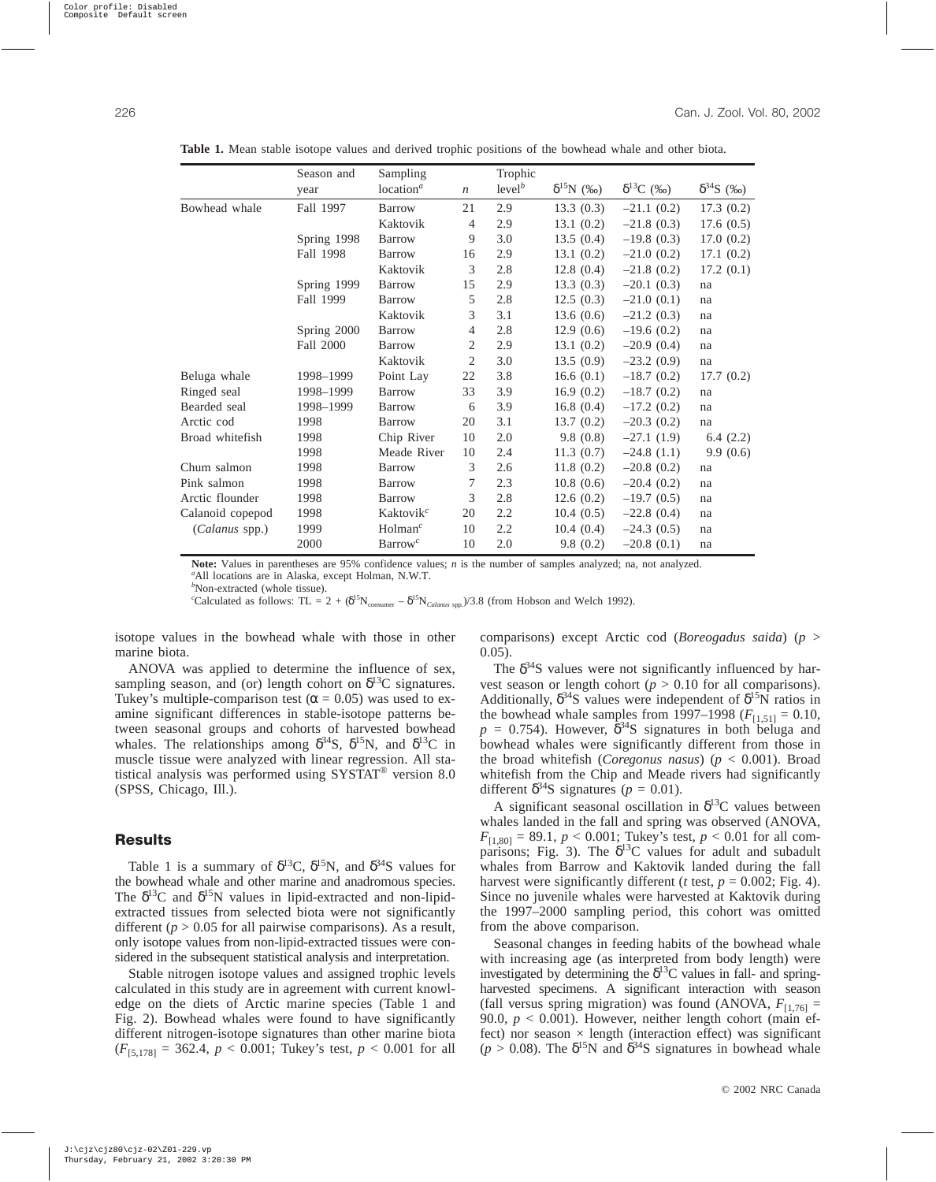**Table 1.** Mean stable isotope values and derived trophic positions of the bowhead whale and other biota.

| | Season and year | Sampling location[a] | $n$ | Trophic level[b] | $\delta^{15}N$ (‰) | $\delta^{13}C$ (‰) | $\delta^{34}S$ (‰) |
|---|---|---|---|---|---|---|---|
| Bowhead whale | Fall 1997 | Barrow | 21 | 2.9 | 13.3 (0.3) | –21.1 (0.2) | 17.3 (0.2) |
| | | Kaktovik | 4 | 2.9 | 13.1 (0.2) | –21.8 (0.3) | 17.6 (0.5) |
| | Spring 1998 | Barrow | 9 | 3.0 | 13.5 (0.4) | –19.8 (0.3) | 17.0 (0.2) |
| | Fall 1998 | Barrow | 16 | 2.9 | 13.1 (0.2) | –21.0 (0.2) | 17.1 (0.2) |
| | | Kaktovik | 3 | 2.8 | 12.8 (0.4) | –21.8 (0.2) | 17.2 (0.1) |
| | Spring 1999 | Barrow | 15 | 2.9 | 13.3 (0.3) | –20.1 (0.3) | na |
| | Fall 1999 | Barrow | 5 | 2.8 | 12.5 (0.3) | –21.0 (0.1) | na |
| | | Kaktovik | 3 | 3.1 | 13.6 (0.6) | –21.2 (0.3) | na |
| | Spring 2000 | Barrow | 4 | 2.8 | 12.9 (0.6) | –19.6 (0.2) | na |
| | Fall 2000 | Barrow | 2 | 2.9 | 13.1 (0.2) | –20.9 (0.4) | na |
| | | Kaktovik | 2 | 3.0 | 13.5 (0.9) | –23.2 (0.9) | na |
| Beluga whale | 1998–1999 | Point Lay | 22 | 3.8 | 16.6 (0.1) | –18.7 (0.2) | 17.7 (0.2) |
| Ringed seal | 1998–1999 | Barrow | 33 | 3.9 | 16.9 (0.2) | –18.7 (0.2) | na |
| Bearded seal | 1998–1999 | Barrow | 6 | 3.9 | 16.8 (0.4) | –17.2 (0.2) | na |
| Arctic cod | 1998 | Barrow | 20 | 3.1 | 13.7 (0.2) | –20.3 (0.2) | na |
| Broad whitefish | 1998 | Chip River | 10 | 2.0 | 9.8 (0.8) | –27.1 (1.9) | 6.4 (2.2) |
| | 1998 | Meade River | 10 | 2.4 | 11.3 (0.7) | –24.8 (1.1) | 9.9 (0.6) |
| Chum salmon | 1998 | Barrow | 3 | 2.6 | 11.8 (0.2) | –20.8 (0.2) | na |
| Pink salmon | 1998 | Barrow | 7 | 2.3 | 10.8 (0.6) | –20.4 (0.2) | na |
| Arctic flounder | 1998 | Barrow | 3 | 2.8 | 12.6 (0.2) | –19.7 (0.5) | na |
| Calanoid copepod | 1998 | Kaktovik[c] | 20 | 2.2 | 10.4 (0.5) | –22.8 (0.4) | na |
| (*Calanus* spp.) | 1999 | Holman[c] | 10 | 2.2 | 10.4 (0.4) | –24.3 (0.5) | na |
| | 2000 | Barrow[c] | 10 | 2.0 | 9.8 (0.2) | –20.8 (0.1) | na |

**Note:** Values in parentheses are 95% confidence values; $n$ is the number of samples analyzed; na, not analyzed.
[a]All locations are in Alaska, except Holman, N.W.T.
[b]Non-extracted (whole tissue).
[c]Calculated as follows: $TL = 2 + (\delta^{15}N_{consumer} - \delta^{15}N_{Calanus\ spp.})/3.8$ (from Hobson and Welch 1992).

isotope values in the bowhead whale with those in other marine biota.

ANOVA was applied to determine the influence of sex, sampling season, and (or) length cohort on $\delta^{13}C$ signatures. Tukey's multiple-comparison test ($\alpha = 0.05$) was used to examine significant differences in stable-isotope patterns between seasonal groups and cohorts of harvested bowhead whales. The relationships among $\delta^{34}S$, $\delta^{15}N$, and $\delta^{13}C$ in muscle tissue were analyzed with linear regression. All statistical analysis was performed using SYSTAT® version 8.0 (SPSS, Chicago, Ill.).

## Results

Table 1 is a summary of $\delta^{13}C$, $\delta^{15}N$, and $\delta^{34}S$ values for the bowhead whale and other marine and anadromous species. The $\delta^{13}C$ and $\delta^{15}N$ values in lipid-extracted and non-lipid-extracted tissues from selected biota were not significantly different ($p > 0.05$ for all pairwise comparisons). As a result, only isotope values from non-lipid-extracted tissues were considered in the subsequent statistical analysis and interpretation.

Stable nitrogen isotope values and assigned trophic levels calculated in this study are in agreement with current knowledge on the diets of Arctic marine species (Table 1 and Fig. 2). Bowhead whales were found to have significantly different nitrogen-isotope signatures than other marine biota ($F_{[5,178]} = 362.4$, $p < 0.001$; Tukey's test, $p < 0.001$ for all comparisons) except Arctic cod (*Boreogadus saida*) ($p > 0.05$).

The $\delta^{34}S$ values were not significantly influenced by harvest season or length cohort ($p > 0.10$ for all comparisons). Additionally, $\delta^{34}S$ values were independent of $\delta^{15}N$ ratios in the bowhead whale samples from 1997–1998 ($F_{[1,51]} = 0.10$, $p = 0.754$). However, $\delta^{34}S$ signatures in both beluga and bowhead whales were significantly different from those in the broad whitefish (*Coregonus nasus*) ($p < 0.001$). Broad whitefish from the Chip and Meade rivers had significantly different $\delta^{34}S$ signatures ($p = 0.01$).

A significant seasonal oscillation in $\delta^{13}C$ values between whales landed in the fall and spring was observed (ANOVA, $F_{[1,80]} = 89.1$, $p < 0.001$; Tukey's test, $p < 0.01$ for all comparisons; Fig. 3). The $\delta^{13}C$ values for adult and subadult whales from Barrow and Kaktovik landed during the fall harvest were significantly different ($t$ test, $p = 0.002$; Fig. 4). Since no juvenile whales were harvested at Kaktovik during the 1997–2000 sampling period, this cohort was omitted from the above comparison.

Seasonal changes in feeding habits of the bowhead whale with increasing age (as interpreted from body length) were investigated by determining the $\delta^{13}C$ values in fall- and spring-harvested specimens. A significant interaction with season (fall versus spring migration) was found (ANOVA, $F_{[1,76]} = 90.0$, $p < 0.001$). However, neither length cohort (main effect) nor season × length (interaction effect) was significant ($p > 0.08$). The $\delta^{15}N$ and $\delta^{34}S$ signatures in bowhead whale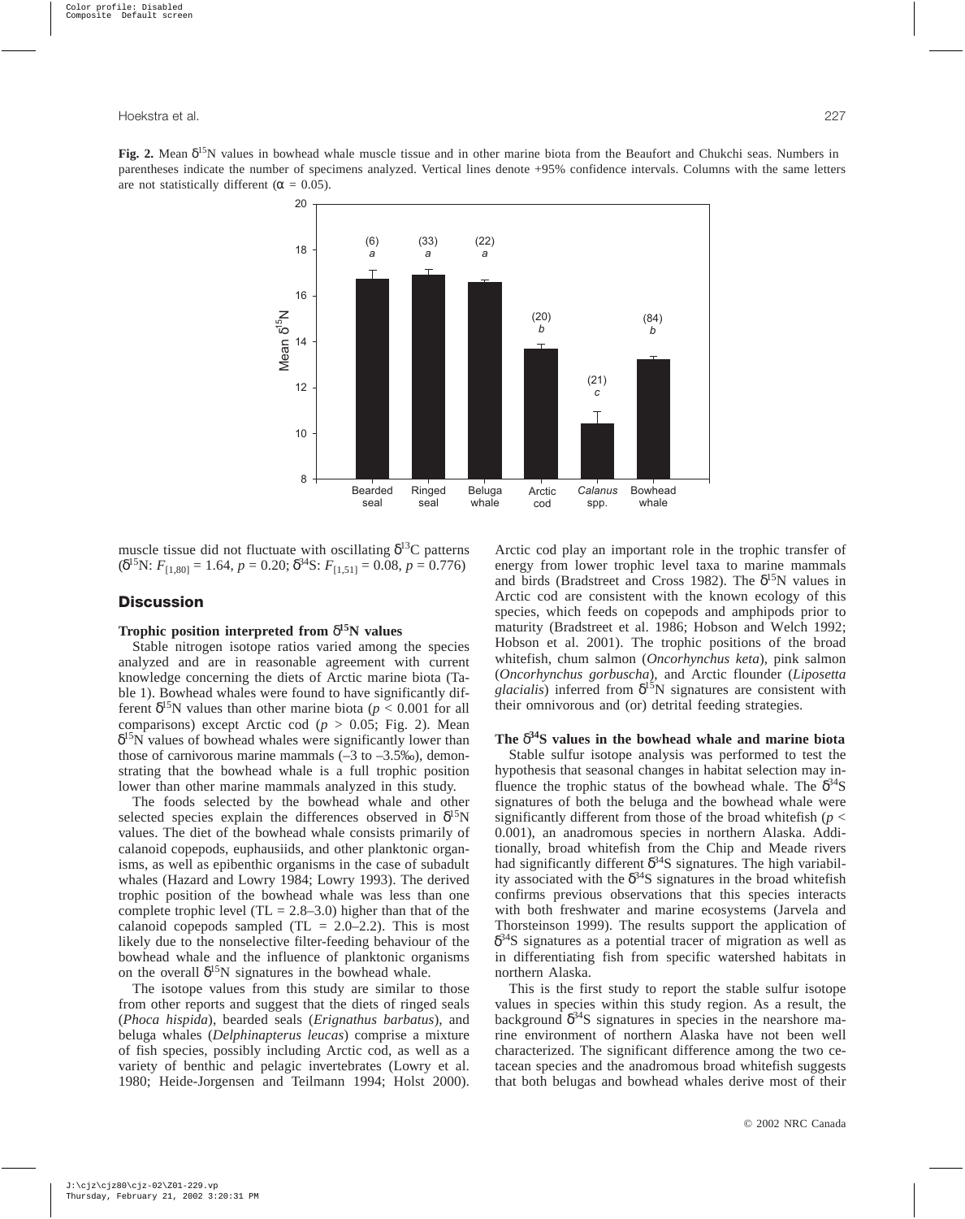**Fig. 2.** Mean $\delta^{15}N$ values in bowhead whale muscle tissue and in other marine biota from the Beaufort and Chukchi seas. Numbers in parentheses indicate the number of specimens analyzed. Vertical lines denote +95% confidence intervals. Columns with the same letters are not statistically different ($\alpha$ = 0.05).

muscle tissue did not fluctuate with oscillating $\delta^{13}C$ patterns ($\delta^{15}N$: $F_{[1,80]} = 1.64$, $p = 0.20$; $\delta^{34}S$: $F_{[1,51]} = 0.08$, $p = 0.776$)

## Discussion

### Trophic position interpreted from $\delta^{15}N$ values

Stable nitrogen isotope ratios varied among the species analyzed and are in reasonable agreement with current knowledge concerning the diets of Arctic marine biota (Table 1). Bowhead whales were found to have significantly different $\delta^{15}N$ values than other marine biota ($p < 0.001$ for all comparisons) except Arctic cod ($p > 0.05$; Fig. 2). Mean $\delta^{15}N$ values of bowhead whales were significantly lower than those of carnivorous marine mammals (–3 to –3.5‰), demonstrating that the bowhead whale is a full trophic position lower than other marine mammals analyzed in this study.

The foods selected by the bowhead whale and other selected species explain the differences observed in $\delta^{15}N$ values. The diet of the bowhead whale consists primarily of calanoid copepods, euphausiids, and other planktonic organisms, as well as epibenthic organisms in the case of subadult whales (Hazard and Lowry 1984; Lowry 1993). The derived trophic position of the bowhead whale was less than one complete trophic level (TL = 2.8–3.0) higher than that of the calanoid copepods sampled (TL = 2.0–2.2). This is most likely due to the nonselective filter-feeding behaviour of the bowhead whale and the influence of planktonic organisms on the overall $\delta^{15}N$ signatures in the bowhead whale.

The isotope values from this study are similar to those from other reports and suggest that the diets of ringed seals (*Phoca hispida*), bearded seals (*Erignathus barbatus*), and beluga whales (*Delphinapterus leucas*) comprise a mixture of fish species, possibly including Arctic cod, as well as a variety of benthic and pelagic invertebrates (Lowry et al. 1980; Heide-Jorgensen and Teilmann 1994; Holst 2000). Arctic cod play an important role in the trophic transfer of energy from lower trophic level taxa to marine mammals and birds (Bradstreet and Cross 1982). The $\delta^{15}N$ values in Arctic cod are consistent with the known ecology of this species, which feeds on copepods and amphipods prior to maturity (Bradstreet et al. 1986; Hobson and Welch 1992; Hobson et al. 2001). The trophic positions of the broad whitefish, chum salmon (*Oncorhynchus keta*), pink salmon (*Oncorhynchus gorbuscha*), and Arctic flounder (*Liposetta glacialis*) inferred from $\delta^{15}N$ signatures are consistent with their omnivorous and (or) detrital feeding strategies.

### The $\delta^{34}S$ values in the bowhead whale and marine biota

Stable sulfur isotope analysis was performed to test the hypothesis that seasonal changes in habitat selection may influence the trophic status of the bowhead whale. The $\delta^{34}S$ signatures of both the beluga and the bowhead whale were significantly different from those of the broad whitefish ($p < 0.001$), an anadromous species in northern Alaska. Additionally, broad whitefish from the Chip and Meade rivers had significantly different $\delta^{34}S$ signatures. The high variability associated with the $\delta^{34}S$ signatures in the broad whitefish confirms previous observations that this species interacts with both freshwater and marine ecosystems (Jarvela and Thorsteinson 1999). The results support the application of $\delta^{34}S$ signatures as a potential tracer of migration as well as in differentiating fish from specific watershed habitats in northern Alaska.

This is the first study to report the stable sulfur isotope values in species within this study region. As a result, the background $\delta^{34}S$ signatures in species in the nearshore marine environment of northern Alaska have not been well characterized. The significant difference among the two cetacean species and the anadromous broad whitefish suggests that both belugas and bowhead whales derive most of their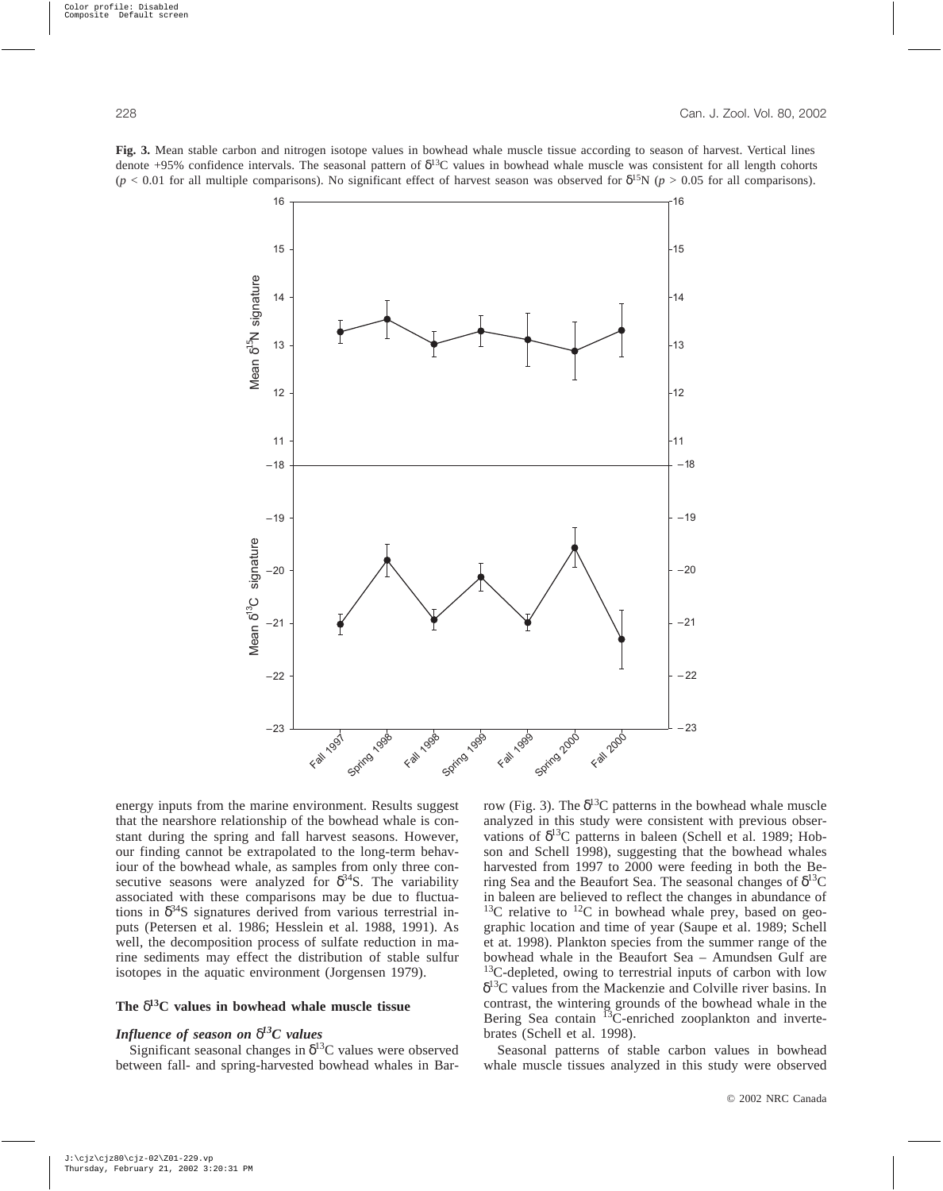**Fig. 3.** Mean stable carbon and nitrogen isotope values in bowhead whale muscle tissue according to season of harvest. Vertical lines denote +95% confidence intervals. The seasonal pattern of $\delta^{13}C$ values in bowhead whale muscle was consistent for all length cohorts ($p < 0.01$ for all multiple comparisons). No significant effect of harvest season was observed for $\delta^{15}N$ ($p > 0.05$ for all comparisons).

energy inputs from the marine environment. Results suggest that the nearshore relationship of the bowhead whale is constant during the spring and fall harvest seasons. However, our finding cannot be extrapolated to the long-term behaviour of the bowhead whale, as samples from only three consecutive seasons were analyzed for $\delta^{34}S$. The variability associated with these comparisons may be due to fluctuations in $\delta^{34}S$ signatures derived from various terrestrial inputs (Petersen et al. 1986; Hesslein et al. 1988, 1991). As well, the decomposition process of sulfate reduction in marine sediments may effect the distribution of stable sulfur isotopes in the aquatic environment (Jorgensen 1979).

### The $\delta^{13}C$ values in bowhead whale muscle tissue

#### *Influence of season on $\delta^{13}C$ values*

Significant seasonal changes in $\delta^{13}C$ values were observed between fall- and spring-harvested bowhead whales in Barrow (Fig. 3). The $\delta^{13}C$ patterns in the bowhead whale muscle analyzed in this study were consistent with previous observations of $\delta^{13}C$ patterns in baleen (Schell et al. 1989; Hobson and Schell 1998), suggesting that the bowhead whales harvested from 1997 to 2000 were feeding in both the Bering Sea and the Beaufort Sea. The seasonal changes of $\delta^{13}C$ in baleen are believed to reflect the changes in abundance of $^{13}C$ relative to $^{12}C$ in bowhead whale prey, based on geographic location and time of year (Saupe et al. 1989; Schell et al. 1998). Plankton species from the summer range of the bowhead whale in the Beaufort Sea – Amundsen Gulf are $^{13}C$-depleted, owing to terrestrial inputs of carbon with low $\delta^{13}C$ values from the Mackenzie and Colville river basins. In contrast, the wintering grounds of the bowhead whale in the Bering Sea contain $^{13}C$-enriched zooplankton and invertebrates (Schell et al. 1998).

Seasonal patterns of stable carbon values in bowhead whale muscle tissues analyzed in this study were observed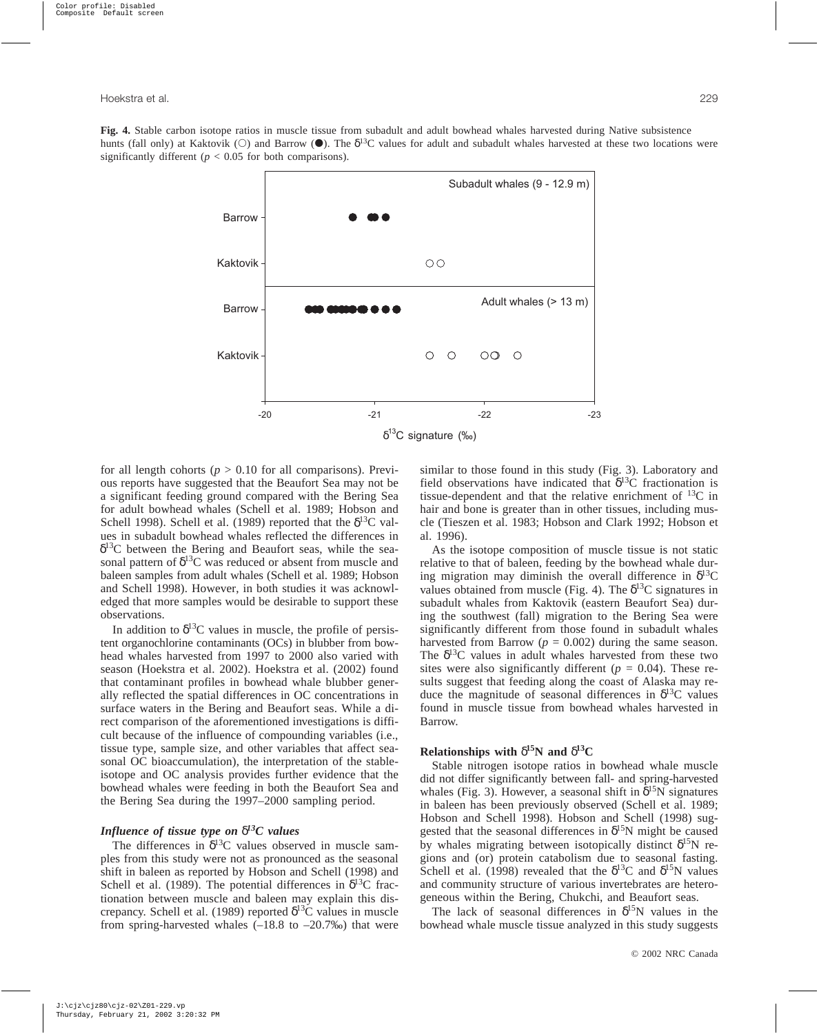**Fig. 4.** Stable carbon isotope ratios in muscle tissue from subadult and adult bowhead whales harvested during Native subsistence hunts (fall only) at Kaktovik (○) and Barrow (●). The $\delta^{13}C$ values for adult and subadult whales harvested at these two locations were significantly different ($p < 0.05$ for both comparisons).

for all length cohorts ($p > 0.10$ for all comparisons). Previous reports have suggested that the Beaufort Sea may not be a significant feeding ground compared with the Bering Sea for adult bowhead whales (Schell et al. 1989; Hobson and Schell 1998). Schell et al. (1989) reported that the $\delta^{13}C$ values in subadult bowhead whales reflected the differences in $\delta^{13}C$ between the Bering and Beaufort seas, while the seasonal pattern of $\delta^{13}C$ was reduced or absent from muscle and baleen samples from adult whales (Schell et al. 1989; Hobson and Schell 1998). However, in both studies it was acknowledged that more samples would be desirable to support these observations.

In addition to $\delta^{13}C$ values in muscle, the profile of persistent organochlorine contaminants (OCs) in blubber from bowhead whales harvested from 1997 to 2000 also varied with season (Hoekstra et al. 2002). Hoekstra et al. (2002) found that contaminant profiles in bowhead whale blubber generally reflected the spatial differences in OC concentrations in surface waters in the Bering and Beaufort seas. While a direct comparison of the aforementioned investigations is difficult because of the influence of compounding variables (i.e., tissue type, sample size, and other variables that affect seasonal OC bioaccumulation), the interpretation of the stable-isotope and OC analysis provides further evidence that the bowhead whales were feeding in both the Beaufort Sea and the Bering Sea during the 1997–2000 sampling period.

### *Influence of tissue type on $\delta^{13}C$ values*

The differences in $\delta^{13}C$ values observed in muscle samples from this study were not as pronounced as the seasonal shift in baleen as reported by Hobson and Schell (1998) and Schell et al. (1989). The potential differences in $\delta^{13}C$ fractionation between muscle and baleen may explain this discrepancy. Schell et al. (1989) reported $\delta^{13}C$ values in muscle from spring-harvested whales (–18.8 to –20.7‰) that were similar to those found in this study (Fig. 3). Laboratory and field observations have indicated that $\delta^{13}C$ fractionation is tissue-dependent and that the relative enrichment of $^{13}C$ in hair and bone is greater than in other tissues, including muscle (Tieszen et al. 1983; Hobson and Clark 1992; Hobson et al. 1996).

As the isotope composition of muscle tissue is not static relative to that of baleen, feeding by the bowhead whale during migration may diminish the overall difference in $\delta^{13}C$ values obtained from muscle (Fig. 4). The $\delta^{13}C$ signatures in subadult whales from Kaktovik (eastern Beaufort Sea) during the southwest (fall) migration to the Bering Sea were significantly different from those found in subadult whales harvested from Barrow ($p = 0.002$) during the same season. The $\delta^{13}C$ values in adult whales harvested from these two sites were also significantly different ($p = 0.04$). These results suggest that feeding along the coast of Alaska may reduce the magnitude of seasonal differences in $\delta^{13}C$ values found in muscle tissue from bowhead whales harvested in Barrow.

### Relationships with $\delta^{15}N$ and $\delta^{13}C$

Stable nitrogen isotope ratios in bowhead whale muscle did not differ significantly between fall- and spring-harvested whales (Fig. 3). However, a seasonal shift in $\delta^{15}N$ signatures in baleen has been previously observed (Schell et al. 1989; Hobson and Schell 1998). Hobson and Schell (1998) suggested that the seasonal differences in $\delta^{15}N$ might be caused by whales migrating between isotopically distinct $\delta^{15}N$ regions and (or) protein catabolism due to seasonal fasting. Schell et al. (1998) revealed that the $\delta^{13}C$ and $\delta^{15}N$ values and community structure of various invertebrates are heterogeneous within the Bering, Chukchi, and Beaufort seas.

The lack of seasonal differences in $\delta^{15}N$ values in the bowhead whale muscle tissue analyzed in this study suggests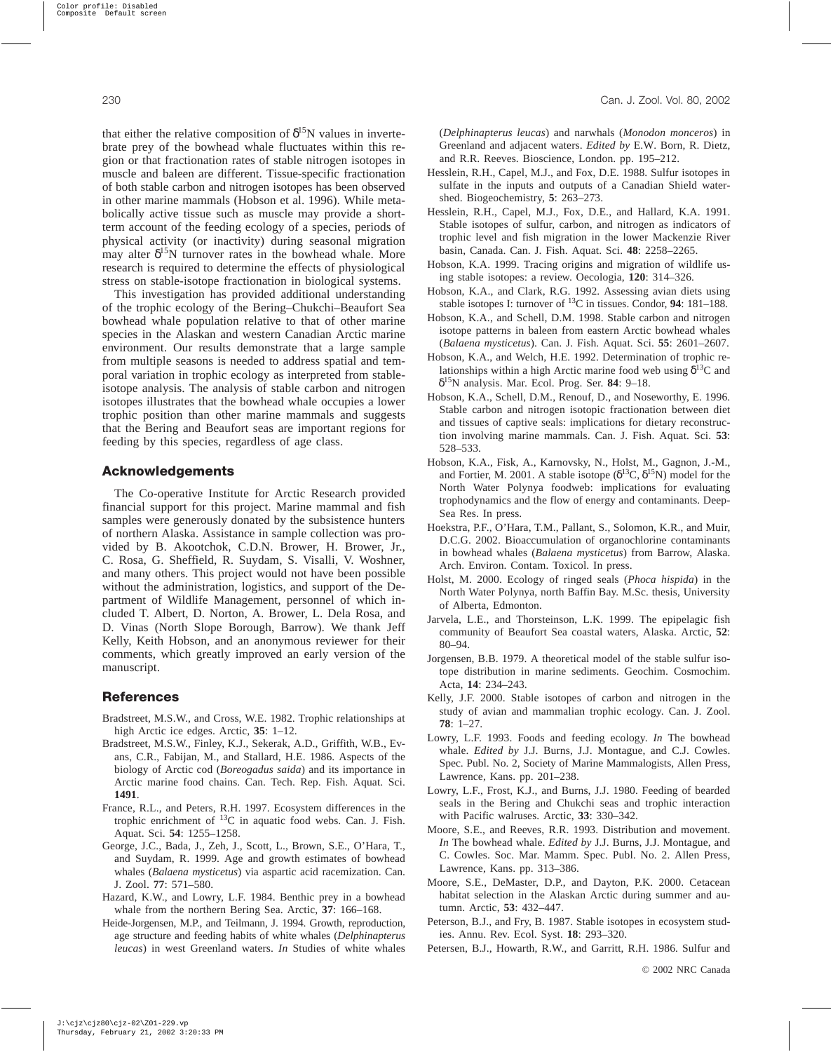that either the relative composition of $\delta^{15}$N values in invertebrate prey of the bowhead whale fluctuates within this region or that fractionation rates of stable nitrogen isotopes in muscle and baleen are different. Tissue-specific fractionation of both stable carbon and nitrogen isotopes has been observed in other marine mammals (Hobson et al. 1996). While metabolically active tissue such as muscle may provide a short-term account of the feeding ecology of a species, periods of physical activity (or inactivity) during seasonal migration may alter $\delta^{15}$N turnover rates in the bowhead whale. More research is required to determine the effects of physiological stress on stable-isotope fractionation in biological systems.

This investigation has provided additional understanding of the trophic ecology of the Bering–Chukchi–Beaufort Sea bowhead whale population relative to that of other marine species in the Alaskan and western Canadian Arctic marine environment. Our results demonstrate that a large sample from multiple seasons is needed to address spatial and temporal variation in trophic ecology as interpreted from stable-isotope analysis. The analysis of stable carbon and nitrogen isotopes illustrates that the bowhead whale occupies a lower trophic position than other marine mammals and suggests that the Bering and Beaufort seas are important regions for feeding by this species, regardless of age class.

## Acknowledgements

The Co-operative Institute for Arctic Research provided financial support for this project. Marine mammal and fish samples were generously donated by the subsistence hunters of northern Alaska. Assistance in sample collection was provided by B. Akootchok, C.D.N. Brower, H. Brower, Jr., C. Rosa, G. Sheffield, R. Suydam, S. Visalli, V. Woshner, and many others. This project would not have been possible without the administration, logistics, and support of the Department of Wildlife Management, personnel of which included T. Albert, D. Norton, A. Brower, L. Dela Rosa, and D. Vinas (North Slope Borough, Barrow). We thank Jeff Kelly, Keith Hobson, and an anonymous reviewer for their comments, which greatly improved an early version of the manuscript.

## References

Bradstreet, M.S.W., and Cross, W.E. 1982. Trophic relationships at high Arctic ice edges. Arctic, **35**: 1–12.

Bradstreet, M.S.W., Finley, K.J., Sekerak, A.D., Griffith, W.B., Evans, C.R., Fabijan, M., and Stallard, H.E. 1986. Aspects of the biology of Arctic cod (*Boreogadus saida*) and its importance in Arctic marine food chains. Can. Tech. Rep. Fish. Aquat. Sci. **1491**.

France, R.L., and Peters, R.H. 1997. Ecosystem differences in the trophic enrichment of $^{13}$C in aquatic food webs. Can. J. Fish. Aquat. Sci. **54**: 1255–1258.

George, J.C., Bada, J., Zeh, J., Scott, L., Brown, S.E., O'Hara, T., and Suydam, R. 1999. Age and growth estimates of bowhead whales (*Balaena mysticetus*) via aspartic acid racemization. Can. J. Zool. **77**: 571–580.

Hazard, K.W., and Lowry, L.F. 1984. Benthic prey in a bowhead whale from the northern Bering Sea. Arctic, **37**: 166–168.

Heide-Jorgensen, M.P., and Teilmann, J. 1994. Growth, reproduction, age structure and feeding habits of white whales (*Delphinapterus leucas*) in west Greenland waters. *In* Studies of white whales (*Delphinapterus leucas*) and narwhals (*Monodon monceros*) in Greenland and adjacent waters. *Edited by* E.W. Born, R. Dietz, and R.R. Reeves. Bioscience, London. pp. 195–212.

Hesslein, R.H., Capel, M.J., and Fox, D.E. 1988. Sulfur isotopes in sulfate in the inputs and outputs of a Canadian Shield watershed. Biogeochemistry, **5**: 263–273.

Hesslein, R.H., Capel, M.J., Fox, D.E., and Hallard, K.A. 1991. Stable isotopes of sulfur, carbon, and nitrogen as indicators of trophic level and fish migration in the lower Mackenzie River basin, Canada. Can. J. Fish. Aquat. Sci. **48**: 2258–2265.

Hobson, K.A. 1999. Tracing origins and migration of wildlife using stable isotopes: a review. Oecologia, **120**: 314–326.

Hobson, K.A., and Clark, R.G. 1992. Assessing avian diets using stable isotopes I: turnover of $^{13}$C in tissues. Condor, **94**: 181–188.

Hobson, K.A., and Schell, D.M. 1998. Stable carbon and nitrogen isotope patterns in baleen from eastern Arctic bowhead whales (*Balaena mysticetus*). Can. J. Fish. Aquat. Sci. **55**: 2601–2607.

Hobson, K.A., and Welch, H.E. 1992. Determination of trophic relationships within a high Arctic marine food web using $\delta^{13}$C and $\delta^{15}$N analysis. Mar. Ecol. Prog. Ser. **84**: 9–18.

Hobson, K.A., Schell, D.M., Renouf, D., and Noseworthy, E. 1996. Stable carbon and nitrogen isotopic fractionation between diet and tissues of captive seals: implications for dietary reconstruction involving marine mammals. Can. J. Fish. Aquat. Sci. **53**: 528–533.

Hobson, K.A., Fisk, A., Karnovsky, N., Holst, M., Gagnon, J.-M., and Fortier, M. 2001. A stable isotope ($\delta^{13}$C, $\delta^{15}$N) model for the North Water Polynya foodweb: implications for evaluating trophodynamics and the flow of energy and contaminants. Deep-Sea Res. In press.

Hoekstra, P.F., O'Hara, T.M., Pallant, S., Solomon, K.R., and Muir, D.C.G. 2002. Bioaccumulation of organochlorine contaminants in bowhead whales (*Balaena mysticetus*) from Barrow, Alaska. Arch. Environ. Contam. Toxicol. In press.

Holst, M. 2000. Ecology of ringed seals (*Phoca hispida*) in the North Water Polynya, north Baffin Bay. M.Sc. thesis, University of Alberta, Edmonton.

Jarvela, L.E., and Thorsteinson, L.K. 1999. The epipelagic fish community of Beaufort Sea coastal waters, Alaska. Arctic, **52**: 80–94.

Jorgensen, B.B. 1979. A theoretical model of the stable sulfur isotope distribution in marine sediments. Geochim. Cosmochim. Acta, **14**: 234–243.

Kelly, J.F. 2000. Stable isotopes of carbon and nitrogen in the study of avian and mammalian trophic ecology. Can. J. Zool. **78**: 1–27.

Lowry, L.F. 1993. Foods and feeding ecology. *In* The bowhead whale. *Edited by* J.J. Burns, J.J. Montague, and C.J. Cowles. Spec. Publ. No. 2, Society of Marine Mammalogists, Allen Press, Lawrence, Kans. pp. 201–238.

Lowry, L.F., Frost, K.J., and Burns, J.J. 1980. Feeding of bearded seals in the Bering and Chukchi seas and trophic interaction with Pacific walruses. Arctic, **33**: 330–342.

Moore, S.E., and Reeves, R.R. 1993. Distribution and movement. *In* The bowhead whale. *Edited by* J.J. Burns, J.J. Montague, and C. Cowles. Soc. Mar. Mamm. Spec. Publ. No. 2. Allen Press, Lawrence, Kans. pp. 313–386.

Moore, S.E., DeMaster, D.P., and Dayton, P.K. 2000. Cetacean habitat selection in the Alaskan Arctic during summer and autumn. Arctic, **53**: 432–447.

Peterson, B.J., and Fry, B. 1987. Stable isotopes in ecosystem studies. Annu. Rev. Ecol. Syst. **18**: 293–320.

Petersen, B.J., Howarth, R.W., and Garritt, R.H. 1986. Sulfur and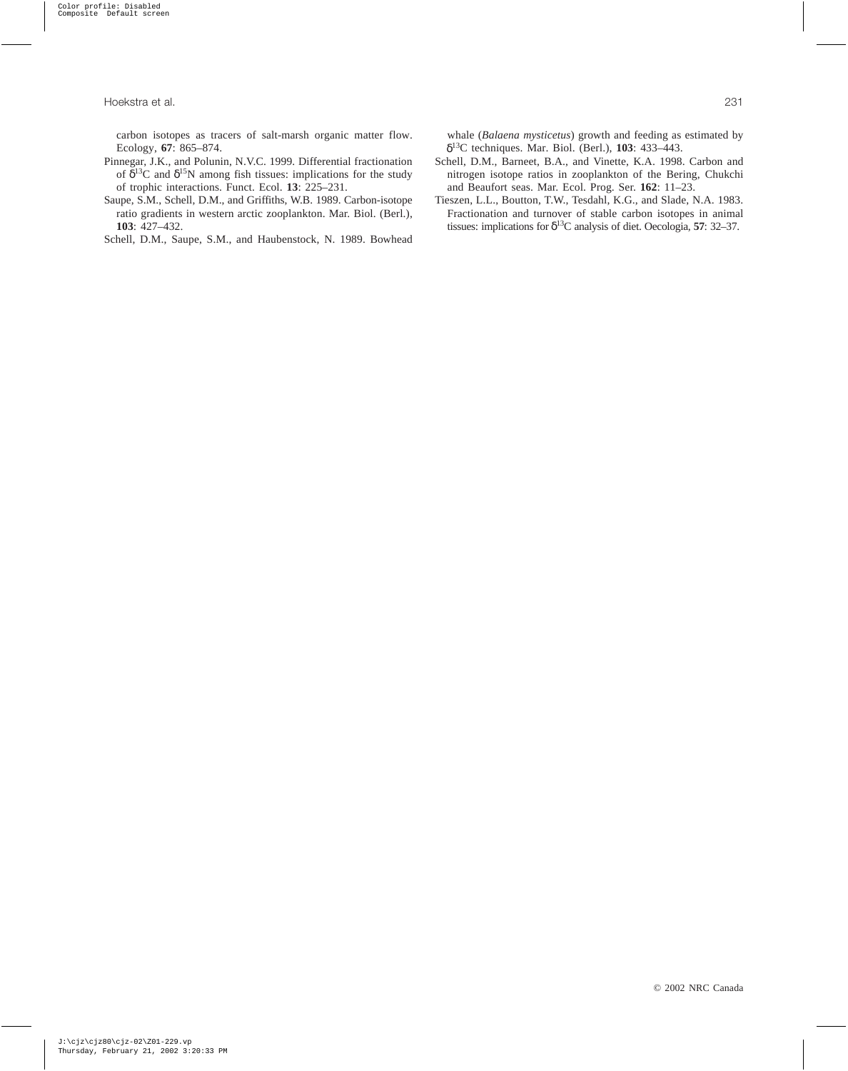carbon isotopes as tracers of salt-marsh organic matter flow. Ecology, **67**: 865–874.

Pinnegar, J.K., and Polunin, N.V.C. 1999. Differential fractionation of $\delta^{13}C$ and $\delta^{15}N$ among fish tissues: implications for the study of trophic interactions. Funct. Ecol. **13**: 225–231.

Saupe, S.M., Schell, D.M., and Griffiths, W.B. 1989. Carbon-isotope ratio gradients in western arctic zooplankton. Mar. Biol. (Berl.), **103**: 427–432.

Schell, D.M., Saupe, S.M., and Haubenstock, N. 1989. Bowhead whale (*Balaena mysticetus*) growth and feeding as estimated by $\delta^{13}C$ techniques. Mar. Biol. (Berl.), **103**: 433–443.

Schell, D.M., Barneet, B.A., and Vinette, K.A. 1998. Carbon and nitrogen isotope ratios in zooplankton of the Bering, Chukchi and Beaufort seas. Mar. Ecol. Prog. Ser. **162**: 11–23.

Tieszen, L.L., Boutton, T.W., Tesdahl, K.G., and Slade, N.A. 1983. Fractionation and turnover of stable carbon isotopes in animal tissues: implications for $\delta^{13}C$ analysis of diet. Oecologia, **57**: 32–37.